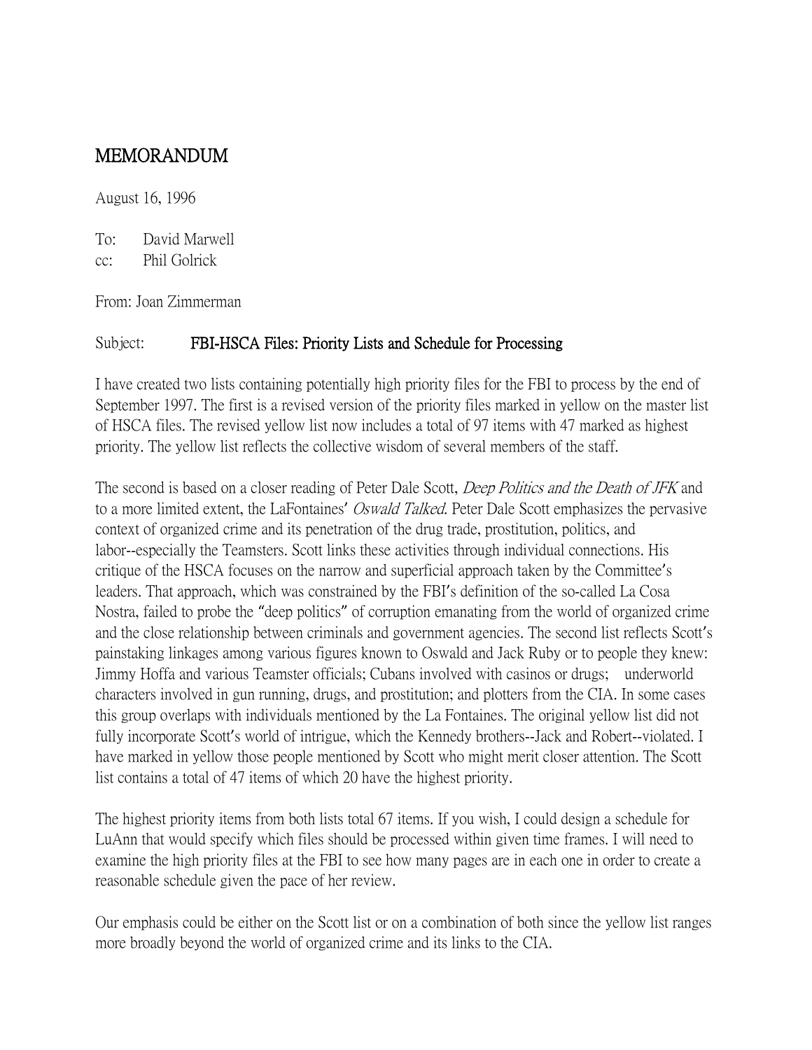# MEMORANDUM

August 16, 1996

To: David Marwell
cc: Phil Golrick

From: Joan Zimmerman

Subject: **FBI-HSCA Files: Priority Lists and Schedule for Processing**

I have created two lists containing potentially high priority files for the FBI to process by the end of September 1997. The first is a revised version of the priority files marked in yellow on the master list of HSCA files. The revised yellow list now includes a total of 97 items with 47 marked as highest priority. The yellow list reflects the collective wisdom of several members of the staff.

The second is based on a closer reading of Peter Dale Scott, *Deep Politics and the Death of JFK* and to a more limited extent, the LaFontaines' *Oswald Talked*. Peter Dale Scott emphasizes the pervasive context of organized crime and its penetration of the drug trade, prostitution, politics, and labor--especially the Teamsters. Scott links these activities through individual connections. His critique of the HSCA focuses on the narrow and superficial approach taken by the Committee's leaders. That approach, which was constrained by the FBI's definition of the so-called La Cosa Nostra, failed to probe the "deep politics" of corruption emanating from the world of organized crime and the close relationship between criminals and government agencies. The second list reflects Scott's painstaking linkages among various figures known to Oswald and Jack Ruby or to people they knew: Jimmy Hoffa and various Teamster officials; Cubans involved with casinos or drugs; underworld characters involved in gun running, drugs, and prostitution; and plotters from the CIA. In some cases this group overlaps with individuals mentioned by the La Fontaines. The original yellow list did not fully incorporate Scott's world of intrigue, which the Kennedy brothers--Jack and Robert--violated. I have marked in yellow those people mentioned by Scott who might merit closer attention. The Scott list contains a total of 47 items of which 20 have the highest priority.

The highest priority items from both lists total 67 items. If you wish, I could design a schedule for LuAnn that would specify which files should be processed within given time frames. I will need to examine the high priority files at the FBI to see how many pages are in each one in order to create a reasonable schedule given the pace of her review.

Our emphasis could be either on the Scott list or on a combination of both since the yellow list ranges more broadly beyond the world of organized crime and its links to the CIA.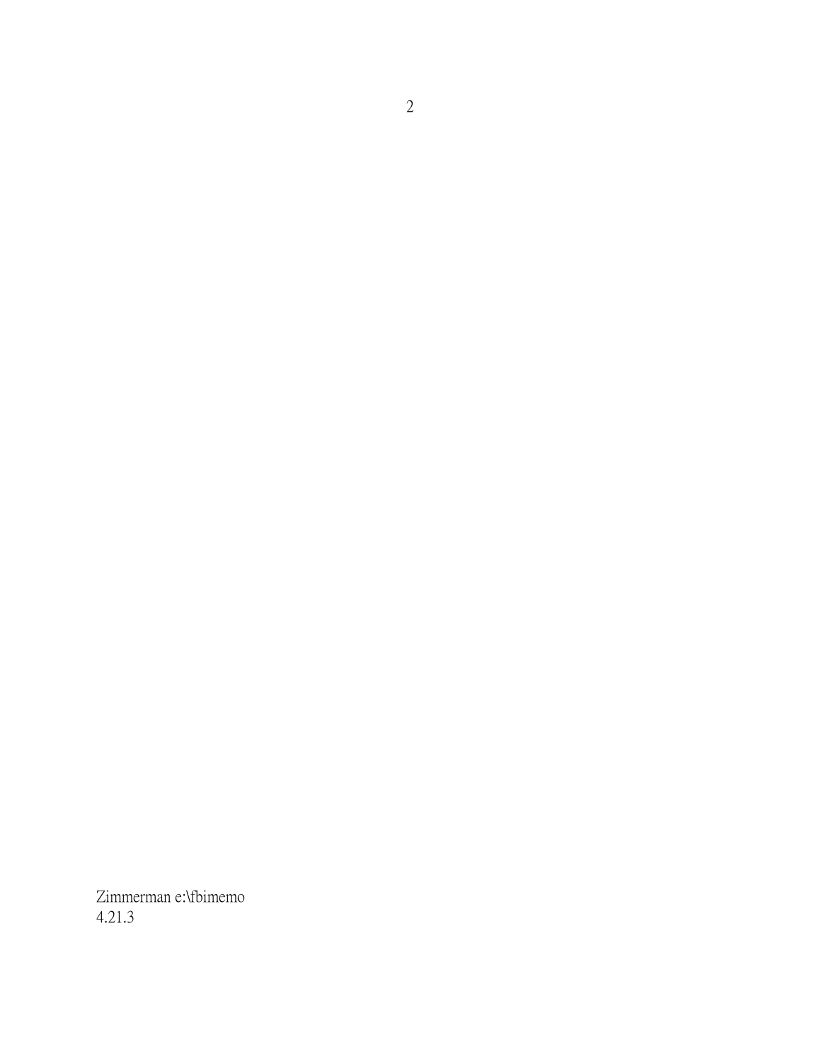Zimmerman e:\fbimemo
4.21.3